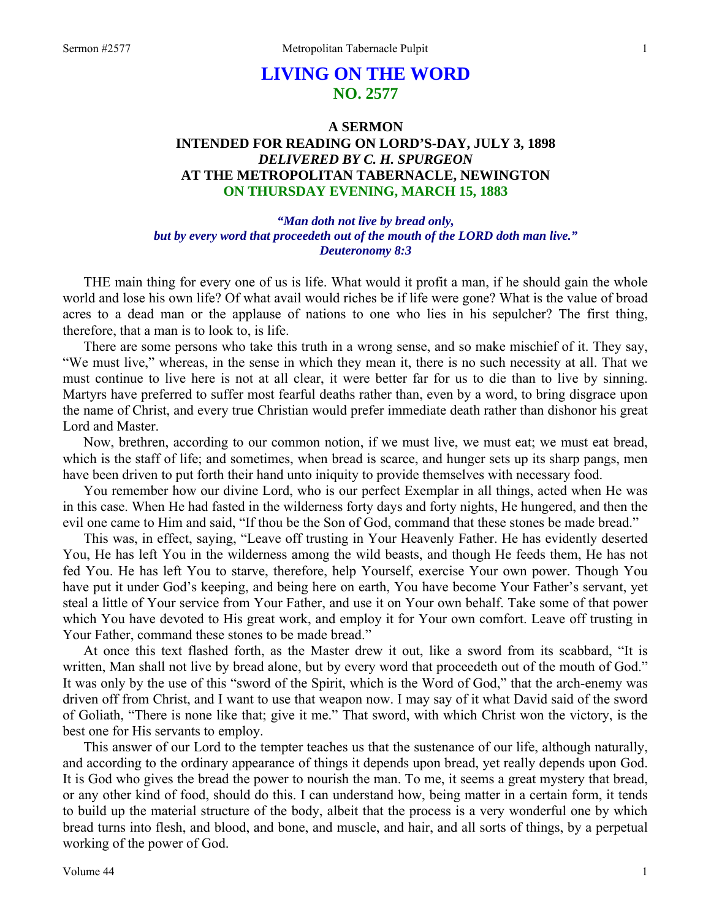# LIVING ON THE WORD

## NO. 2577

### A SERMON
### INTENDED FOR READING ON LORD'S-DAY, JULY 3, 1898
### *DELIVERED BY C. H. SPURGEON*
### AT THE METROPOLITAN TABERNACLE, NEWINGTON
### ON THURSDAY EVENING, MARCH 15, 1883

*"Man doth not live by bread only,*
*but by every word that proceedeth out of the mouth of the LORD doth man live."*
*Deuteronomy 8:3*

THE main thing for every one of us is life. What would it profit a man, if he should gain the whole world and lose his own life? Of what avail would riches be if life were gone? What is the value of broad acres to a dead man or the applause of nations to one who lies in his sepulcher? The first thing, therefore, that a man is to look to, is life.

There are some persons who take this truth in a wrong sense, and so make mischief of it. They say, "We must live," whereas, in the sense in which they mean it, there is no such necessity at all. That we must continue to live here is not at all clear, it were better far for us to die than to live by sinning. Martyrs have preferred to suffer most fearful deaths rather than, even by a word, to bring disgrace upon the name of Christ, and every true Christian would prefer immediate death rather than dishonor his great Lord and Master.

Now, brethren, according to our common notion, if we must live, we must eat; we must eat bread, which is the staff of life; and sometimes, when bread is scarce, and hunger sets up its sharp pangs, men have been driven to put forth their hand unto iniquity to provide themselves with necessary food.

You remember how our divine Lord, who is our perfect Exemplar in all things, acted when He was in this case. When He had fasted in the wilderness forty days and forty nights, He hungered, and then the evil one came to Him and said, "If thou be the Son of God, command that these stones be made bread."

This was, in effect, saying, "Leave off trusting in Your Heavenly Father. He has evidently deserted You, He has left You in the wilderness among the wild beasts, and though He feeds them, He has not fed You. He has left You to starve, therefore, help Yourself, exercise Your own power. Though You have put it under God's keeping, and being here on earth, You have become Your Father's servant, yet steal a little of Your service from Your Father, and use it on Your own behalf. Take some of that power which You have devoted to His great work, and employ it for Your own comfort. Leave off trusting in Your Father, command these stones to be made bread."

At once this text flashed forth, as the Master drew it out, like a sword from its scabbard, "It is written, Man shall not live by bread alone, but by every word that proceedeth out of the mouth of God." It was only by the use of this "sword of the Spirit, which is the Word of God," that the arch-enemy was driven off from Christ, and I want to use that weapon now. I may say of it what David said of the sword of Goliath, "There is none like that; give it me." That sword, with which Christ won the victory, is the best one for His servants to employ.

This answer of our Lord to the tempter teaches us that the sustenance of our life, although naturally, and according to the ordinary appearance of things it depends upon bread, yet really depends upon God. It is God who gives the bread the power to nourish the man. To me, it seems a great mystery that bread, or any other kind of food, should do this. I can understand how, being matter in a certain form, it tends to build up the material structure of the body, albeit that the process is a very wonderful one by which bread turns into flesh, and blood, and bone, and muscle, and hair, and all sorts of things, by a perpetual working of the power of God.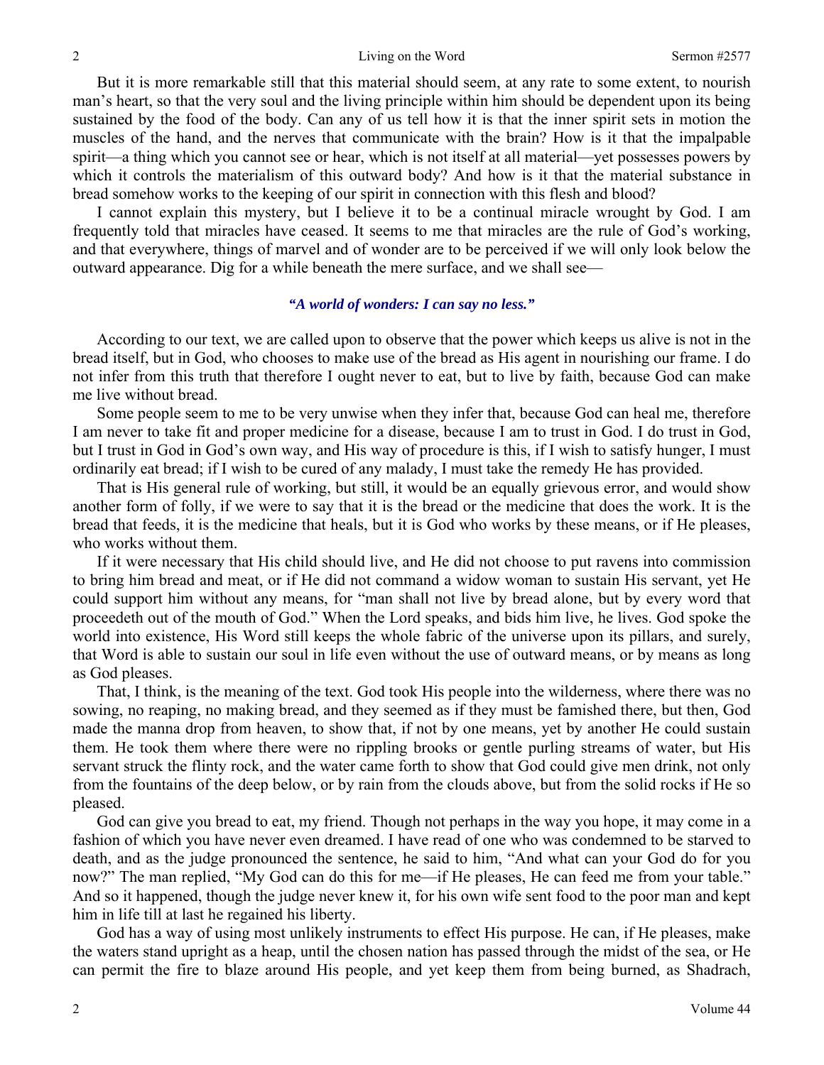But it is more remarkable still that this material should seem, at any rate to some extent, to nourish man's heart, so that the very soul and the living principle within him should be dependent upon its being sustained by the food of the body. Can any of us tell how it is that the inner spirit sets in motion the muscles of the hand, and the nerves that communicate with the brain? How is it that the impalpable spirit—a thing which you cannot see or hear, which is not itself at all material—yet possesses powers by which it controls the materialism of this outward body? And how is it that the material substance in bread somehow works to the keeping of our spirit in connection with this flesh and blood?

I cannot explain this mystery, but I believe it to be a continual miracle wrought by God. I am frequently told that miracles have ceased. It seems to me that miracles are the rule of God's working, and that everywhere, things of marvel and of wonder are to be perceived if we will only look below the outward appearance. Dig for a while beneath the mere surface, and we shall see—

*"A world of wonders: I can say no less."*

According to our text, we are called upon to observe that the power which keeps us alive is not in the bread itself, but in God, who chooses to make use of the bread as His agent in nourishing our frame. I do not infer from this truth that therefore I ought never to eat, but to live by faith, because God can make me live without bread.

Some people seem to me to be very unwise when they infer that, because God can heal me, therefore I am never to take fit and proper medicine for a disease, because I am to trust in God. I do trust in God, but I trust in God in God's own way, and His way of procedure is this, if I wish to satisfy hunger, I must ordinarily eat bread; if I wish to be cured of any malady, I must take the remedy He has provided.

That is His general rule of working, but still, it would be an equally grievous error, and would show another form of folly, if we were to say that it is the bread or the medicine that does the work. It is the bread that feeds, it is the medicine that heals, but it is God who works by these means, or if He pleases, who works without them.

If it were necessary that His child should live, and He did not choose to put ravens into commission to bring him bread and meat, or if He did not command a widow woman to sustain His servant, yet He could support him without any means, for "man shall not live by bread alone, but by every word that proceedeth out of the mouth of God." When the Lord speaks, and bids him live, he lives. God spoke the world into existence, His Word still keeps the whole fabric of the universe upon its pillars, and surely, that Word is able to sustain our soul in life even without the use of outward means, or by means as long as God pleases.

That, I think, is the meaning of the text. God took His people into the wilderness, where there was no sowing, no reaping, no making bread, and they seemed as if they must be famished there, but then, God made the manna drop from heaven, to show that, if not by one means, yet by another He could sustain them. He took them where there were no rippling brooks or gentle purling streams of water, but His servant struck the flinty rock, and the water came forth to show that God could give men drink, not only from the fountains of the deep below, or by rain from the clouds above, but from the solid rocks if He so pleased.

God can give you bread to eat, my friend. Though not perhaps in the way you hope, it may come in a fashion of which you have never even dreamed. I have read of one who was condemned to be starved to death, and as the judge pronounced the sentence, he said to him, "And what can your God do for you now?" The man replied, "My God can do this for me—if He pleases, He can feed me from your table." And so it happened, though the judge never knew it, for his own wife sent food to the poor man and kept him in life till at last he regained his liberty.

God has a way of using most unlikely instruments to effect His purpose. He can, if He pleases, make the waters stand upright as a heap, until the chosen nation has passed through the midst of the sea, or He can permit the fire to blaze around His people, and yet keep them from being burned, as Shadrach,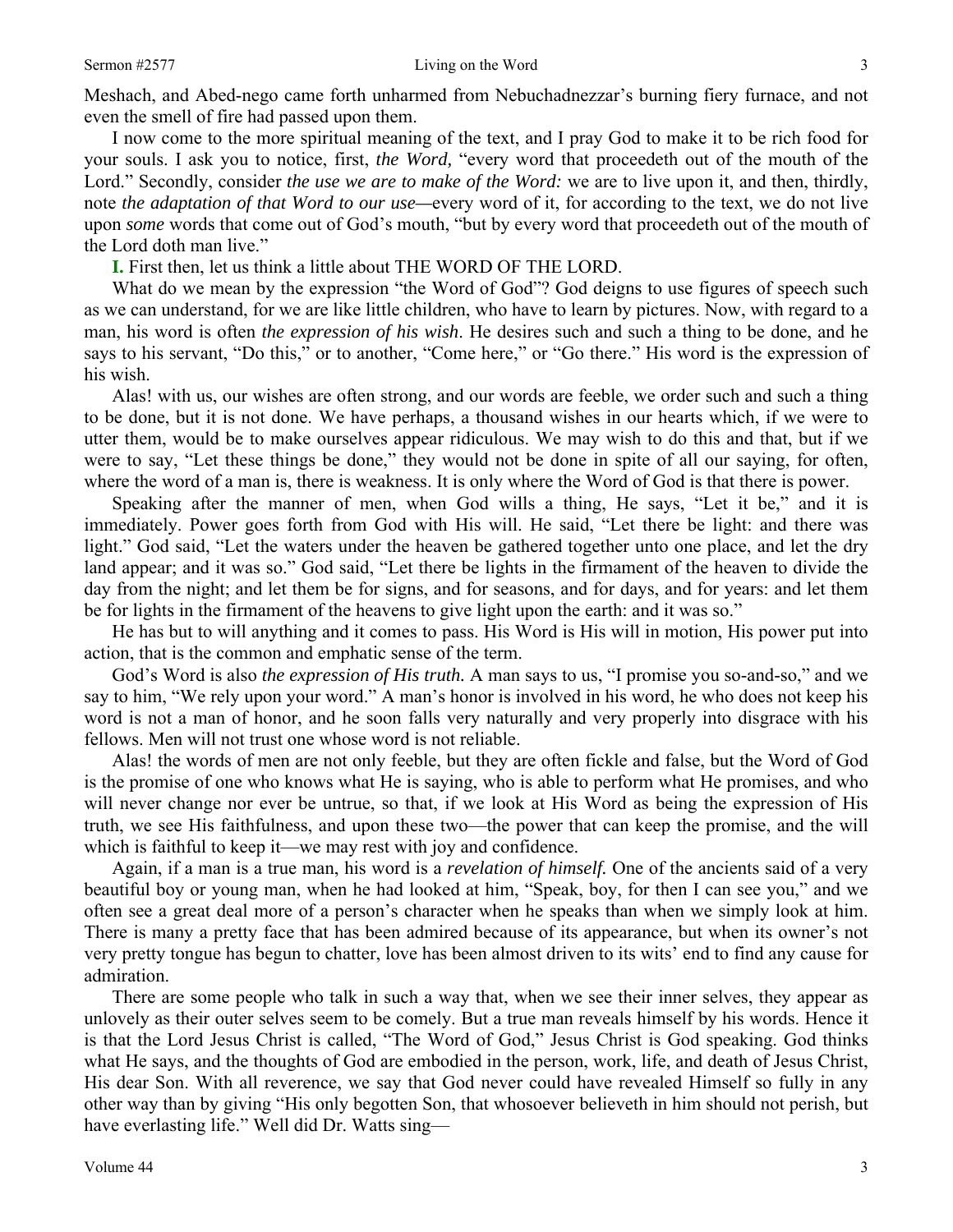Meshach, and Abed-nego came forth unharmed from Nebuchadnezzar's burning fiery furnace, and not even the smell of fire had passed upon them.

I now come to the more spiritual meaning of the text, and I pray God to make it to be rich food for your souls. I ask you to notice, first, *the Word,* "every word that proceedeth out of the mouth of the Lord." Secondly, consider *the use we are to make of the Word:* we are to live upon it, and then, thirdly, note *the adaptation of that Word to our use*—every word of it, for according to the text, we do not live upon *some* words that come out of God's mouth, "but by every word that proceedeth out of the mouth of the Lord doth man live."

**I.** First then, let us think a little about THE WORD OF THE LORD.

What do we mean by the expression "the Word of God"? God deigns to use figures of speech such as we can understand, for we are like little children, who have to learn by pictures. Now, with regard to a man, his word is often *the expression of his wish*. He desires such and such a thing to be done, and he says to his servant, "Do this," or to another, "Come here," or "Go there." His word is the expression of his wish.

Alas! with us, our wishes are often strong, and our words are feeble, we order such and such a thing to be done, but it is not done. We have perhaps, a thousand wishes in our hearts which, if we were to utter them, would be to make ourselves appear ridiculous. We may wish to do this and that, but if we were to say, "Let these things be done," they would not be done in spite of all our saying, for often, where the word of a man is, there is weakness. It is only where the Word of God is that there is power.

Speaking after the manner of men, when God wills a thing, He says, "Let it be," and it is immediately. Power goes forth from God with His will. He said, "Let there be light: and there was light." God said, "Let the waters under the heaven be gathered together unto one place, and let the dry land appear; and it was so." God said, "Let there be lights in the firmament of the heaven to divide the day from the night; and let them be for signs, and for seasons, and for days, and for years: and let them be for lights in the firmament of the heavens to give light upon the earth: and it was so."

He has but to will anything and it comes to pass. His Word is His will in motion, His power put into action, that is the common and emphatic sense of the term.

God's Word is also *the expression of His truth.* A man says to us, "I promise you so-and-so," and we say to him, "We rely upon your word." A man's honor is involved in his word, he who does not keep his word is not a man of honor, and he soon falls very naturally and very properly into disgrace with his fellows. Men will not trust one whose word is not reliable.

Alas! the words of men are not only feeble, but they are often fickle and false, but the Word of God is the promise of one who knows what He is saying, who is able to perform what He promises, and who will never change nor ever be untrue, so that, if we look at His Word as being the expression of His truth, we see His faithfulness, and upon these two—the power that can keep the promise, and the will which is faithful to keep it—we may rest with joy and confidence.

Again, if a man is a true man, his word is a *revelation of himself.* One of the ancients said of a very beautiful boy or young man, when he had looked at him, "Speak, boy, for then I can see you," and we often see a great deal more of a person's character when he speaks than when we simply look at him. There is many a pretty face that has been admired because of its appearance, but when its owner's not very pretty tongue has begun to chatter, love has been almost driven to its wits' end to find any cause for admiration.

There are some people who talk in such a way that, when we see their inner selves, they appear as unlovely as their outer selves seem to be comely. But a true man reveals himself by his words. Hence it is that the Lord Jesus Christ is called, "The Word of God," Jesus Christ is God speaking. God thinks what He says, and the thoughts of God are embodied in the person, work, life, and death of Jesus Christ, His dear Son. With all reverence, we say that God never could have revealed Himself so fully in any other way than by giving "His only begotten Son, that whosoever believeth in him should not perish, but have everlasting life." Well did Dr. Watts sing—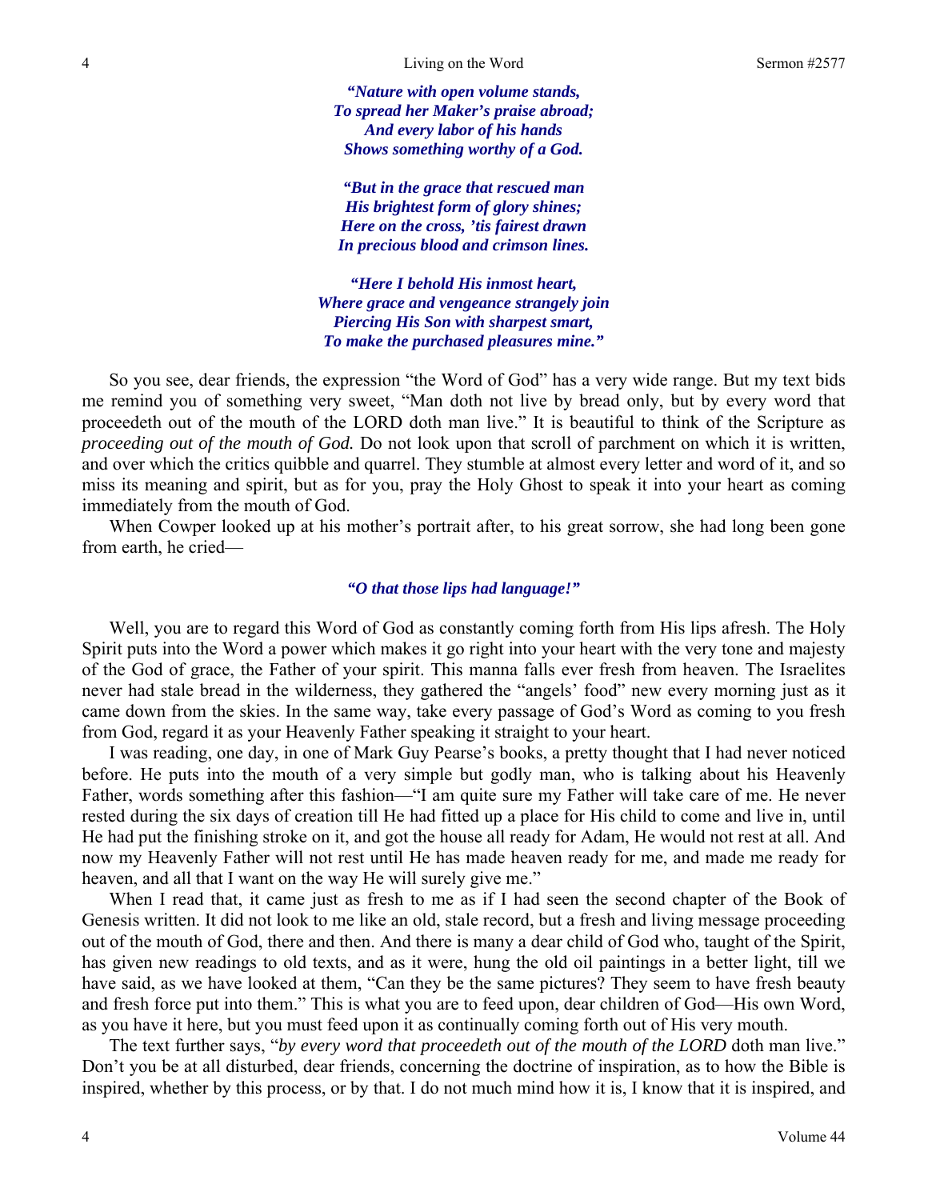*"Nature with open volume stands,*
*To spread her Maker's praise abroad;*
*And every labor of his hands*
*Shows something worthy of a God.*

*"But in the grace that rescued man*
*His brightest form of glory shines;*
*Here on the cross, 'tis fairest drawn*
*In precious blood and crimson lines.*

*"Here I behold His inmost heart,*
*Where grace and vengeance strangely join*
*Piercing His Son with sharpest smart,*
*To make the purchased pleasures mine."*

So you see, dear friends, the expression "the Word of God" has a very wide range. But my text bids me remind you of something very sweet, "Man doth not live by bread only, but by every word that proceedeth out of the mouth of the LORD doth man live." It is beautiful to think of the Scripture as *proceeding out of the mouth of God.* Do not look upon that scroll of parchment on which it is written, and over which the critics quibble and quarrel. They stumble at almost every letter and word of it, and so miss its meaning and spirit, but as for you, pray the Holy Ghost to speak it into your heart as coming immediately from the mouth of God.

When Cowper looked up at his mother's portrait after, to his great sorrow, she had long been gone from earth, he cried—

*"O that those lips had language!"*

Well, you are to regard this Word of God as constantly coming forth from His lips afresh. The Holy Spirit puts into the Word a power which makes it go right into your heart with the very tone and majesty of the God of grace, the Father of your spirit. This manna falls ever fresh from heaven. The Israelites never had stale bread in the wilderness, they gathered the "angels' food" new every morning just as it came down from the skies. In the same way, take every passage of God's Word as coming to you fresh from God, regard it as your Heavenly Father speaking it straight to your heart.

I was reading, one day, in one of Mark Guy Pearse's books, a pretty thought that I had never noticed before. He puts into the mouth of a very simple but godly man, who is talking about his Heavenly Father, words something after this fashion—"I am quite sure my Father will take care of me. He never rested during the six days of creation till He had fitted up a place for His child to come and live in, until He had put the finishing stroke on it, and got the house all ready for Adam, He would not rest at all. And now my Heavenly Father will not rest until He has made heaven ready for me, and made me ready for heaven, and all that I want on the way He will surely give me."

When I read that, it came just as fresh to me as if I had seen the second chapter of the Book of Genesis written. It did not look to me like an old, stale record, but a fresh and living message proceeding out of the mouth of God, there and then. And there is many a dear child of God who, taught of the Spirit, has given new readings to old texts, and as it were, hung the old oil paintings in a better light, till we have said, as we have looked at them, "Can they be the same pictures? They seem to have fresh beauty and fresh force put into them." This is what you are to feed upon, dear children of God—His own Word, as you have it here, but you must feed upon it as continually coming forth out of His very mouth.

The text further says, "*by every word that proceedeth out of the mouth of the LORD* doth man live." Don't you be at all disturbed, dear friends, concerning the doctrine of inspiration, as to how the Bible is inspired, whether by this process, or by that. I do not much mind how it is, I know that it is inspired, and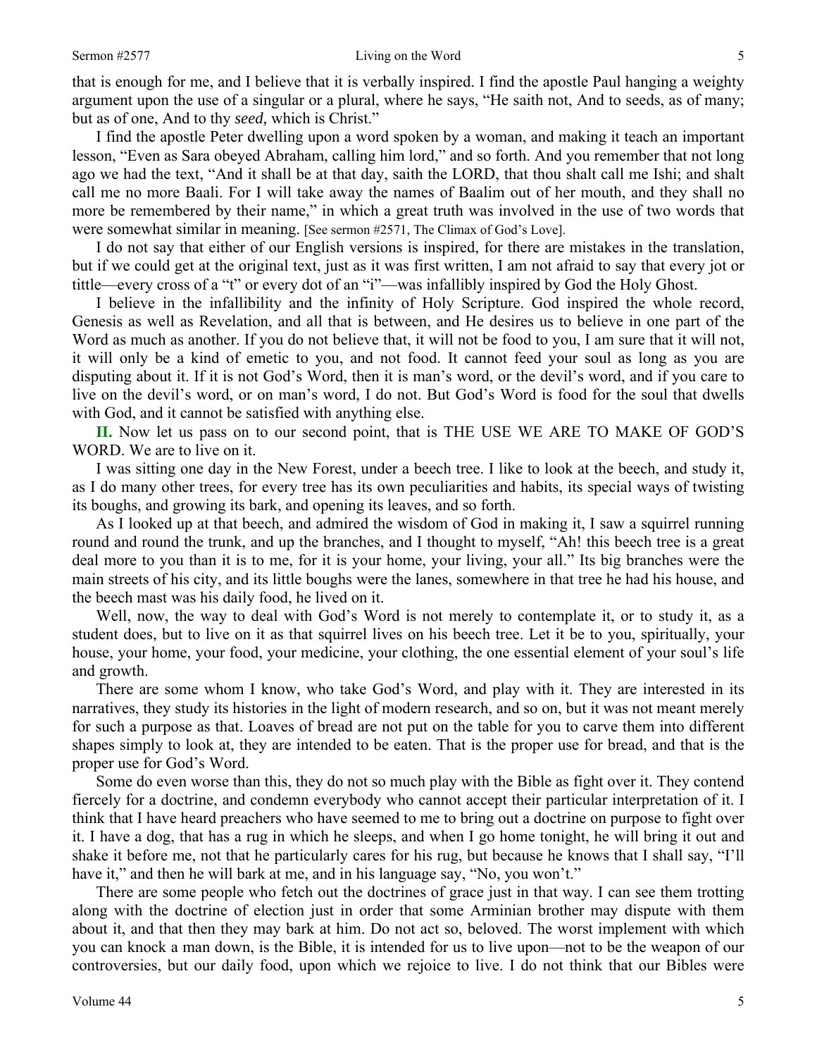that is enough for me, and I believe that it is verbally inspired. I find the apostle Paul hanging a weighty argument upon the use of a singular or a plural, where he says, "He saith not, And to seeds, as of many; but as of one, And to thy *seed,* which is Christ."

I find the apostle Peter dwelling upon a word spoken by a woman, and making it teach an important lesson, "Even as Sara obeyed Abraham, calling him lord," and so forth. And you remember that not long ago we had the text, "And it shall be at that day, saith the LORD, that thou shalt call me Ishi; and shalt call me no more Baali. For I will take away the names of Baalim out of her mouth, and they shall no more be remembered by their name," in which a great truth was involved in the use of two words that were somewhat similar in meaning. [See sermon #2571, The Climax of God's Love].

I do not say that either of our English versions is inspired, for there are mistakes in the translation, but if we could get at the original text, just as it was first written, I am not afraid to say that every jot or tittle—every cross of a "t" or every dot of an "i"—was infallibly inspired by God the Holy Ghost.

I believe in the infallibility and the infinity of Holy Scripture. God inspired the whole record, Genesis as well as Revelation, and all that is between, and He desires us to believe in one part of the Word as much as another. If you do not believe that, it will not be food to you, I am sure that it will not, it will only be a kind of emetic to you, and not food. It cannot feed your soul as long as you are disputing about it. If it is not God's Word, then it is man's word, or the devil's word, and if you care to live on the devil's word, or on man's word, I do not. But God's Word is food for the soul that dwells with God, and it cannot be satisfied with anything else.

**II.** Now let us pass on to our second point, that is THE USE WE ARE TO MAKE OF GOD'S WORD. We are to live on it.

I was sitting one day in the New Forest, under a beech tree. I like to look at the beech, and study it, as I do many other trees, for every tree has its own peculiarities and habits, its special ways of twisting its boughs, and growing its bark, and opening its leaves, and so forth.

As I looked up at that beech, and admired the wisdom of God in making it, I saw a squirrel running round and round the trunk, and up the branches, and I thought to myself, "Ah! this beech tree is a great deal more to you than it is to me, for it is your home, your living, your all." Its big branches were the main streets of his city, and its little boughs were the lanes, somewhere in that tree he had his house, and the beech mast was his daily food, he lived on it.

Well, now, the way to deal with God's Word is not merely to contemplate it, or to study it, as a student does, but to live on it as that squirrel lives on his beech tree. Let it be to you, spiritually, your house, your home, your food, your medicine, your clothing, the one essential element of your soul's life and growth.

There are some whom I know, who take God's Word, and play with it. They are interested in its narratives, they study its histories in the light of modern research, and so on, but it was not meant merely for such a purpose as that. Loaves of bread are not put on the table for you to carve them into different shapes simply to look at, they are intended to be eaten. That is the proper use for bread, and that is the proper use for God's Word.

Some do even worse than this, they do not so much play with the Bible as fight over it. They contend fiercely for a doctrine, and condemn everybody who cannot accept their particular interpretation of it. I think that I have heard preachers who have seemed to me to bring out a doctrine on purpose to fight over it. I have a dog, that has a rug in which he sleeps, and when I go home tonight, he will bring it out and shake it before me, not that he particularly cares for his rug, but because he knows that I shall say, "I'll have it," and then he will bark at me, and in his language say, "No, you won't."

There are some people who fetch out the doctrines of grace just in that way. I can see them trotting along with the doctrine of election just in order that some Arminian brother may dispute with them about it, and that then they may bark at him. Do not act so, beloved. The worst implement with which you can knock a man down, is the Bible, it is intended for us to live upon—not to be the weapon of our controversies, but our daily food, upon which we rejoice to live. I do not think that our Bibles were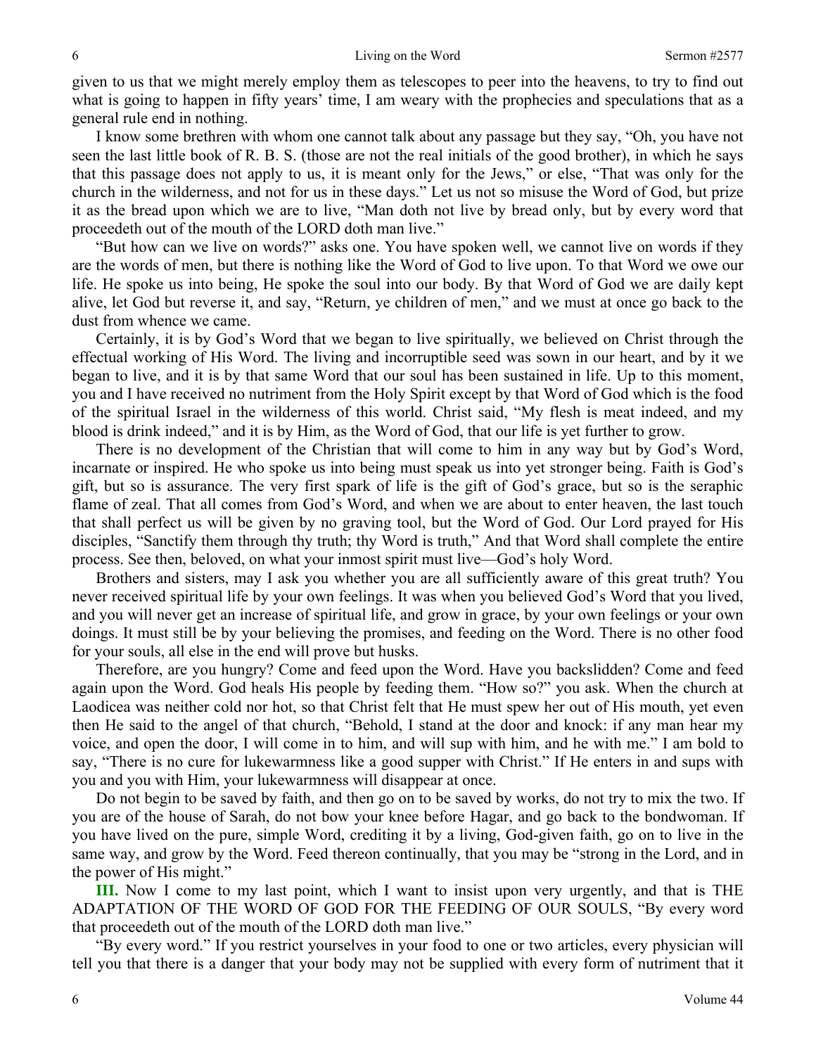given to us that we might merely employ them as telescopes to peer into the heavens, to try to find out what is going to happen in fifty years' time, I am weary with the prophecies and speculations that as a general rule end in nothing.

I know some brethren with whom one cannot talk about any passage but they say, "Oh, you have not seen the last little book of R. B. S. (those are not the real initials of the good brother), in which he says that this passage does not apply to us, it is meant only for the Jews," or else, "That was only for the church in the wilderness, and not for us in these days." Let us not so misuse the Word of God, but prize it as the bread upon which we are to live, "Man doth not live by bread only, but by every word that proceedeth out of the mouth of the LORD doth man live."

"But how can we live on words?" asks one. You have spoken well, we cannot live on words if they are the words of men, but there is nothing like the Word of God to live upon. To that Word we owe our life. He spoke us into being, He spoke the soul into our body. By that Word of God we are daily kept alive, let God but reverse it, and say, "Return, ye children of men," and we must at once go back to the dust from whence we came.

Certainly, it is by God's Word that we began to live spiritually, we believed on Christ through the effectual working of His Word. The living and incorruptible seed was sown in our heart, and by it we began to live, and it is by that same Word that our soul has been sustained in life. Up to this moment, you and I have received no nutriment from the Holy Spirit except by that Word of God which is the food of the spiritual Israel in the wilderness of this world. Christ said, "My flesh is meat indeed, and my blood is drink indeed," and it is by Him, as the Word of God, that our life is yet further to grow.

There is no development of the Christian that will come to him in any way but by God's Word, incarnate or inspired. He who spoke us into being must speak us into yet stronger being. Faith is God's gift, but so is assurance. The very first spark of life is the gift of God's grace, but so is the seraphic flame of zeal. That all comes from God's Word, and when we are about to enter heaven, the last touch that shall perfect us will be given by no graving tool, but the Word of God. Our Lord prayed for His disciples, "Sanctify them through thy truth; thy Word is truth," And that Word shall complete the entire process. See then, beloved, on what your inmost spirit must live—God's holy Word.

Brothers and sisters, may I ask you whether you are all sufficiently aware of this great truth? You never received spiritual life by your own feelings. It was when you believed God's Word that you lived, and you will never get an increase of spiritual life, and grow in grace, by your own feelings or your own doings. It must still be by your believing the promises, and feeding on the Word. There is no other food for your souls, all else in the end will prove but husks.

Therefore, are you hungry? Come and feed upon the Word. Have you backslidden? Come and feed again upon the Word. God heals His people by feeding them. "How so?" you ask. When the church at Laodicea was neither cold nor hot, so that Christ felt that He must spew her out of His mouth, yet even then He said to the angel of that church, "Behold, I stand at the door and knock: if any man hear my voice, and open the door, I will come in to him, and will sup with him, and he with me." I am bold to say, "There is no cure for lukewarmness like a good supper with Christ." If He enters in and sups with you and you with Him, your lukewarmness will disappear at once.

Do not begin to be saved by faith, and then go on to be saved by works, do not try to mix the two. If you are of the house of Sarah, do not bow your knee before Hagar, and go back to the bondwoman. If you have lived on the pure, simple Word, crediting it by a living, God-given faith, go on to live in the same way, and grow by the Word. Feed thereon continually, that you may be "strong in the Lord, and in the power of His might."

**III.** Now I come to my last point, which I want to insist upon very urgently, and that is THE ADAPTATION OF THE WORD OF GOD FOR THE FEEDING OF OUR SOULS, "By every word that proceedeth out of the mouth of the LORD doth man live."

"By every word." If you restrict yourselves in your food to one or two articles, every physician will tell you that there is a danger that your body may not be supplied with every form of nutriment that it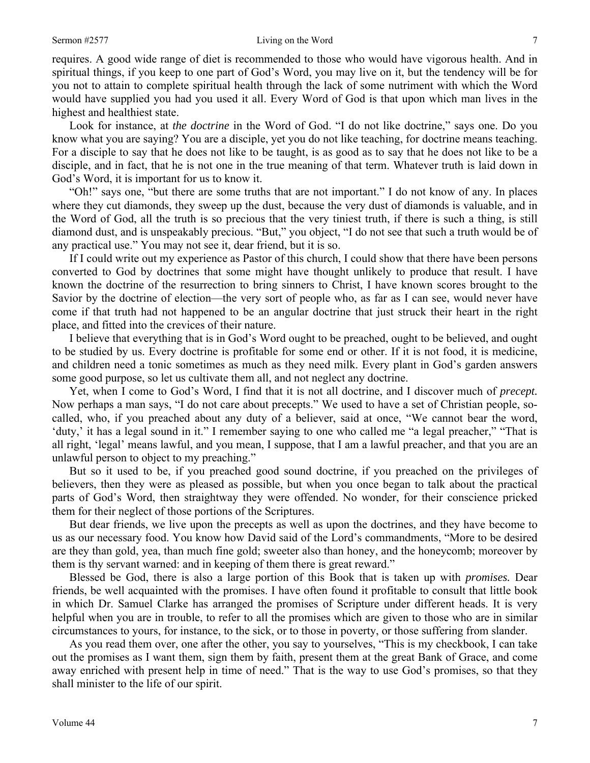requires. A good wide range of diet is recommended to those who would have vigorous health. And in spiritual things, if you keep to one part of God's Word, you may live on it, but the tendency will be for you not to attain to complete spiritual health through the lack of some nutriment with which the Word would have supplied you had you used it all. Every Word of God is that upon which man lives in the highest and healthiest state.

Look for instance, at *the doctrine* in the Word of God. "I do not like doctrine," says one. Do you know what you are saying? You are a disciple, yet you do not like teaching, for doctrine means teaching. For a disciple to say that he does not like to be taught, is as good as to say that he does not like to be a disciple, and in fact, that he is not one in the true meaning of that term. Whatever truth is laid down in God's Word, it is important for us to know it.

"Oh!" says one, "but there are some truths that are not important." I do not know of any. In places where they cut diamonds, they sweep up the dust, because the very dust of diamonds is valuable, and in the Word of God, all the truth is so precious that the very tiniest truth, if there is such a thing, is still diamond dust, and is unspeakably precious. "But," you object, "I do not see that such a truth would be of any practical use." You may not see it, dear friend, but it is so.

If I could write out my experience as Pastor of this church, I could show that there have been persons converted to God by doctrines that some might have thought unlikely to produce that result. I have known the doctrine of the resurrection to bring sinners to Christ, I have known scores brought to the Savior by the doctrine of election—the very sort of people who, as far as I can see, would never have come if that truth had not happened to be an angular doctrine that just struck their heart in the right place, and fitted into the crevices of their nature.

I believe that everything that is in God's Word ought to be preached, ought to be believed, and ought to be studied by us. Every doctrine is profitable for some end or other. If it is not food, it is medicine, and children need a tonic sometimes as much as they need milk. Every plant in God's garden answers some good purpose, so let us cultivate them all, and not neglect any doctrine.

Yet, when I come to God's Word, I find that it is not all doctrine, and I discover much of *precept.* Now perhaps a man says, "I do not care about precepts." We used to have a set of Christian people, so-called, who, if you preached about any duty of a believer, said at once, "We cannot bear the word, 'duty,' it has a legal sound in it." I remember saying to one who called me "a legal preacher," "That is all right, 'legal' means lawful, and you mean, I suppose, that I am a lawful preacher, and that you are an unlawful person to object to my preaching."

But so it used to be, if you preached good sound doctrine, if you preached on the privileges of believers, then they were as pleased as possible, but when you once began to talk about the practical parts of God's Word, then straightway they were offended. No wonder, for their conscience pricked them for their neglect of those portions of the Scriptures.

But dear friends, we live upon the precepts as well as upon the doctrines, and they have become to us as our necessary food. You know how David said of the Lord's commandments, "More to be desired are they than gold, yea, than much fine gold; sweeter also than honey, and the honeycomb; moreover by them is thy servant warned: and in keeping of them there is great reward."

Blessed be God, there is also a large portion of this Book that is taken up with *promises.* Dear friends, be well acquainted with the promises. I have often found it profitable to consult that little book in which Dr. Samuel Clarke has arranged the promises of Scripture under different heads. It is very helpful when you are in trouble, to refer to all the promises which are given to those who are in similar circumstances to yours, for instance, to the sick, or to those in poverty, or those suffering from slander.

As you read them over, one after the other, you say to yourselves, "This is my checkbook, I can take out the promises as I want them, sign them by faith, present them at the great Bank of Grace, and come away enriched with present help in time of need." That is the way to use God's promises, so that they shall minister to the life of our spirit.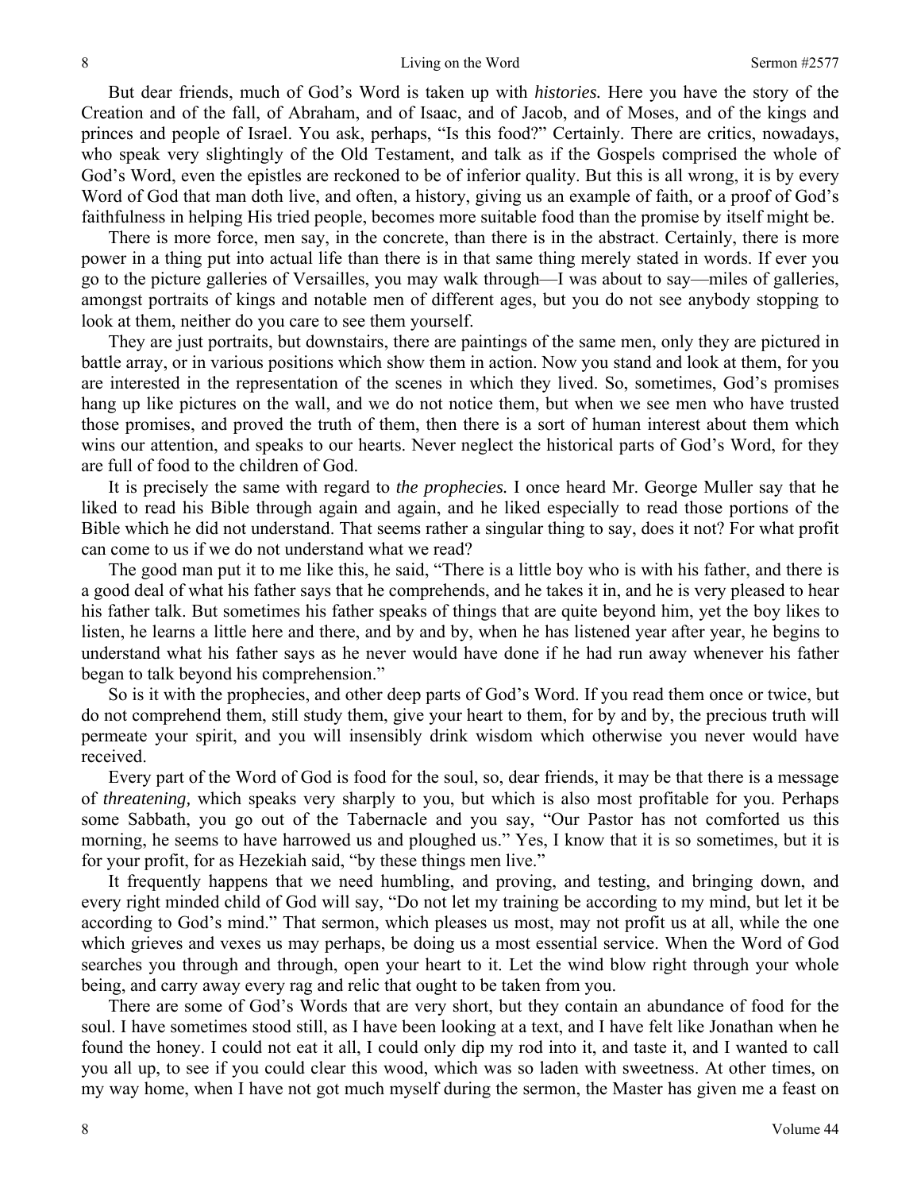But dear friends, much of God's Word is taken up with *histories.* Here you have the story of the Creation and of the fall, of Abraham, and of Isaac, and of Jacob, and of Moses, and of the kings and princes and people of Israel. You ask, perhaps, "Is this food?" Certainly. There are critics, nowadays, who speak very slightingly of the Old Testament, and talk as if the Gospels comprised the whole of God's Word, even the epistles are reckoned to be of inferior quality. But this is all wrong, it is by every Word of God that man doth live, and often, a history, giving us an example of faith, or a proof of God's faithfulness in helping His tried people, becomes more suitable food than the promise by itself might be.

There is more force, men say, in the concrete, than there is in the abstract. Certainly, there is more power in a thing put into actual life than there is in that same thing merely stated in words. If ever you go to the picture galleries of Versailles, you may walk through—I was about to say—miles of galleries, amongst portraits of kings and notable men of different ages, but you do not see anybody stopping to look at them, neither do you care to see them yourself.

They are just portraits, but downstairs, there are paintings of the same men, only they are pictured in battle array, or in various positions which show them in action. Now you stand and look at them, for you are interested in the representation of the scenes in which they lived. So, sometimes, God's promises hang up like pictures on the wall, and we do not notice them, but when we see men who have trusted those promises, and proved the truth of them, then there is a sort of human interest about them which wins our attention, and speaks to our hearts. Never neglect the historical parts of God's Word, for they are full of food to the children of God.

It is precisely the same with regard to *the prophecies.* I once heard Mr. George Muller say that he liked to read his Bible through again and again, and he liked especially to read those portions of the Bible which he did not understand. That seems rather a singular thing to say, does it not? For what profit can come to us if we do not understand what we read?

The good man put it to me like this, he said, "There is a little boy who is with his father, and there is a good deal of what his father says that he comprehends, and he takes it in, and he is very pleased to hear his father talk. But sometimes his father speaks of things that are quite beyond him, yet the boy likes to listen, he learns a little here and there, and by and by, when he has listened year after year, he begins to understand what his father says as he never would have done if he had run away whenever his father began to talk beyond his comprehension."

So is it with the prophecies, and other deep parts of God's Word. If you read them once or twice, but do not comprehend them, still study them, give your heart to them, for by and by, the precious truth will permeate your spirit, and you will insensibly drink wisdom which otherwise you never would have received.

Every part of the Word of God is food for the soul, so, dear friends, it may be that there is a message of *threatening,* which speaks very sharply to you, but which is also most profitable for you. Perhaps some Sabbath, you go out of the Tabernacle and you say, "Our Pastor has not comforted us this morning, he seems to have harrowed us and ploughed us." Yes, I know that it is so sometimes, but it is for your profit, for as Hezekiah said, "by these things men live."

It frequently happens that we need humbling, and proving, and testing, and bringing down, and every right minded child of God will say, "Do not let my training be according to my mind, but let it be according to God's mind." That sermon, which pleases us most, may not profit us at all, while the one which grieves and vexes us may perhaps, be doing us a most essential service. When the Word of God searches you through and through, open your heart to it. Let the wind blow right through your whole being, and carry away every rag and relic that ought to be taken from you.

There are some of God's Words that are very short, but they contain an abundance of food for the soul. I have sometimes stood still, as I have been looking at a text, and I have felt like Jonathan when he found the honey. I could not eat it all, I could only dip my rod into it, and taste it, and I wanted to call you all up, to see if you could clear this wood, which was so laden with sweetness. At other times, on my way home, when I have not got much myself during the sermon, the Master has given me a feast on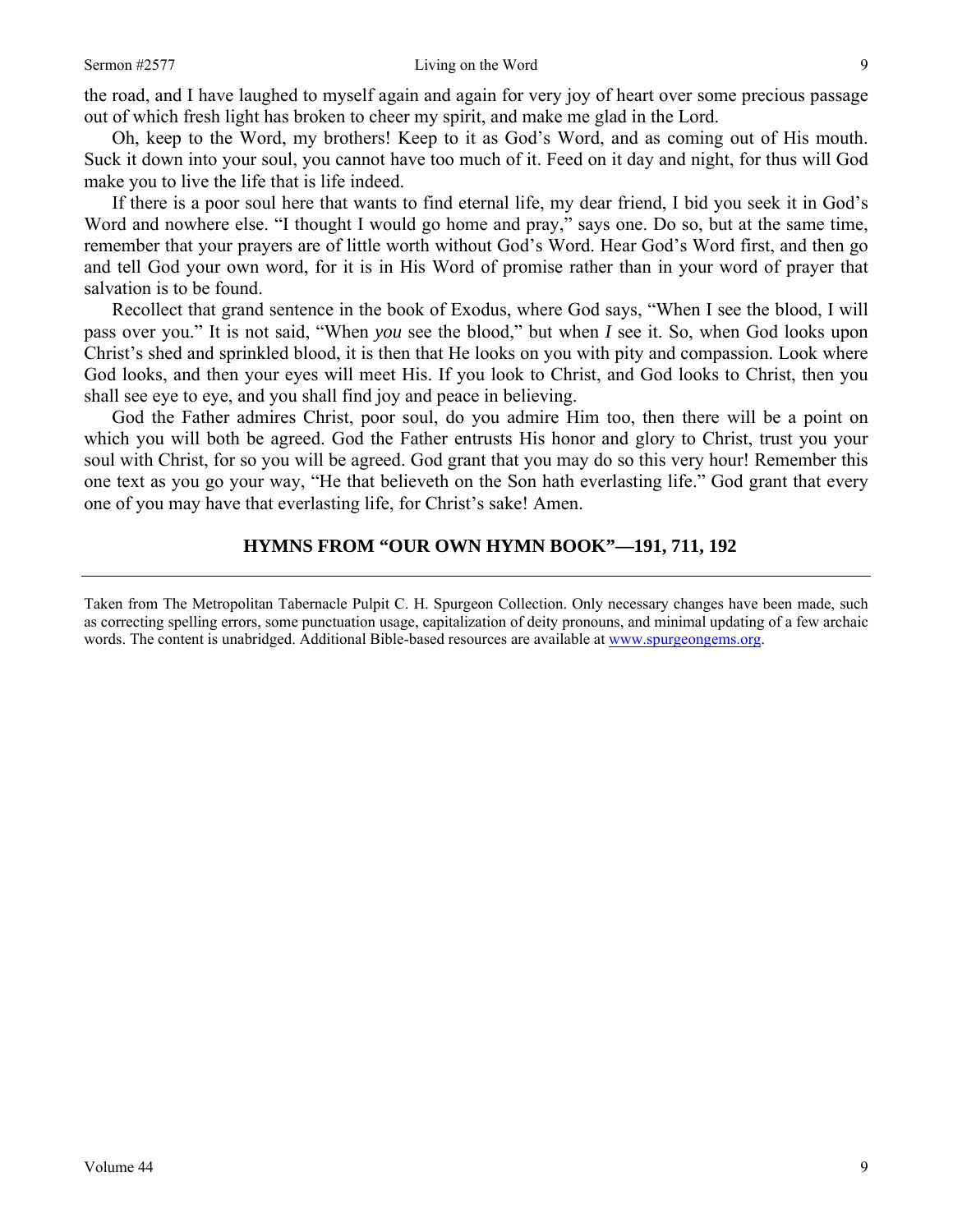the road, and I have laughed to myself again and again for very joy of heart over some precious passage out of which fresh light has broken to cheer my spirit, and make me glad in the Lord.

Oh, keep to the Word, my brothers! Keep to it as God's Word, and as coming out of His mouth. Suck it down into your soul, you cannot have too much of it. Feed on it day and night, for thus will God make you to live the life that is life indeed.

If there is a poor soul here that wants to find eternal life, my dear friend, I bid you seek it in God's Word and nowhere else. "I thought I would go home and pray," says one. Do so, but at the same time, remember that your prayers are of little worth without God's Word. Hear God's Word first, and then go and tell God your own word, for it is in His Word of promise rather than in your word of prayer that salvation is to be found.

Recollect that grand sentence in the book of Exodus, where God says, "When I see the blood, I will pass over you." It is not said, "When *you* see the blood," but when *I* see it. So, when God looks upon Christ's shed and sprinkled blood, it is then that He looks on you with pity and compassion. Look where God looks, and then your eyes will meet His. If you look to Christ, and God looks to Christ, then you shall see eye to eye, and you shall find joy and peace in believing.

God the Father admires Christ, poor soul, do you admire Him too, then there will be a point on which you will both be agreed. God the Father entrusts His honor and glory to Christ, trust you your soul with Christ, for so you will be agreed. God grant that you may do so this very hour! Remember this one text as you go your way, "He that believeth on the Son hath everlasting life." God grant that every one of you may have that everlasting life, for Christ's sake! Amen.

**HYMNS FROM "OUR OWN HYMN BOOK"—191, 711, 192**

---

Taken from The Metropolitan Tabernacle Pulpit C. H. Spurgeon Collection. Only necessary changes have been made, such as correcting spelling errors, some punctuation usage, capitalization of deity pronouns, and minimal updating of a few archaic words. The content is unabridged. Additional Bible-based resources are available at www.spurgeongems.org.